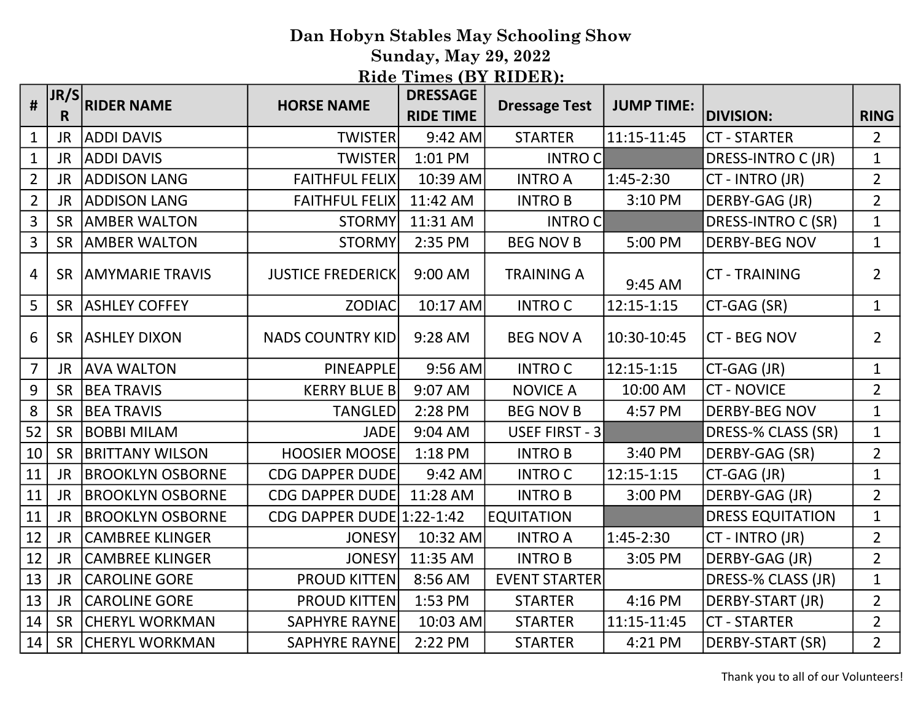# Dan Hobyn Stables May Schooling Show

## Sunday, May 29, 2022

## Ride Times (BY RIDER):

| # | JR/SR | RIDER NAME | HORSE NAME | DRESSAGE RIDE TIME | Dressage Test | JUMP TIME: | DIVISION: | RING |
|---|---|---|---|---|---|---|---|---|
| 1 | JR | ADDI DAVIS | TWISTER | 9:42 AM | STARTER | 11:15-11:45 | CT - STARTER | 2 |
| 1 | JR | ADDI DAVIS | TWISTER | 1:01 PM | INTRO C | | DRESS-INTRO C (JR) | 1 |
| 2 | JR | ADDISON LANG | FAITHFUL FELIX | 10:39 AM | INTRO A | 1:45-2:30 | CT - INTRO (JR) | 2 |
| 2 | JR | ADDISON LANG | FAITHFUL FELIX | 11:42 AM | INTRO B | 3:10 PM | DERBY-GAG (JR) | 2 |
| 3 | SR | AMBER WALTON | STORMY | 11:31 AM | INTRO C | | DRESS-INTRO C (SR) | 1 |
| 3 | SR | AMBER WALTON | STORMY | 2:35 PM | BEG NOV B | 5:00 PM | DERBY-BEG NOV | 1 |
| 4 | SR | AMYMARIE TRAVIS | JUSTICE FREDERICK | 9:00 AM | TRAINING A | 9:45 AM | CT - TRAINING | 2 |
| 5 | SR | ASHLEY COFFEY | ZODIAC | 10:17 AM | INTRO C | 12:15-1:15 | CT-GAG (SR) | 1 |
| 6 | SR | ASHLEY DIXON | NADS COUNTRY KID | 9:28 AM | BEG NOV A | 10:30-10:45 | CT - BEG NOV | 2 |
| 7 | JR | AVA WALTON | PINEAPPLE | 9:56 AM | INTRO C | 12:15-1:15 | CT-GAG (JR) | 1 |
| 9 | SR | BEA TRAVIS | KERRY BLUE B | 9:07 AM | NOVICE A | 10:00 AM | CT - NOVICE | 2 |
| 8 | SR | BEA TRAVIS | TANGLED | 2:28 PM | BEG NOV B | 4:57 PM | DERBY-BEG NOV | 1 |
| 52 | SR | BOBBI MILAM | JADE | 9:04 AM | USEF FIRST - 3 | | DRESS-% CLASS (SR) | 1 |
| 10 | SR | BRITTANY WILSON | HOOSIER MOOSE | 1:18 PM | INTRO B | 3:40 PM | DERBY-GAG (SR) | 2 |
| 11 | JR | BROOKLYN OSBORNE | CDG DAPPER DUDE | 9:42 AM | INTRO C | 12:15-1:15 | CT-GAG (JR) | 1 |
| 11 | JR | BROOKLYN OSBORNE | CDG DAPPER DUDE | 11:28 AM | INTRO B | 3:00 PM | DERBY-GAG (JR) | 2 |
| 11 | JR | BROOKLYN OSBORNE | CDG DAPPER DUDE | 1:22-1:42 | EQUITATION | | DRESS EQUITATION | 1 |
| 12 | JR | CAMBREE KLINGER | JONESY | 10:32 AM | INTRO A | 1:45-2:30 | CT - INTRO (JR) | 2 |
| 12 | JR | CAMBREE KLINGER | JONESY | 11:35 AM | INTRO B | 3:05 PM | DERBY-GAG (JR) | 2 |
| 13 | JR | CAROLINE GORE | PROUD KITTEN | 8:56 AM | EVENT STARTER | | DRESS-% CLASS (JR) | 1 |
| 13 | JR | CAROLINE GORE | PROUD KITTEN | 1:53 PM | STARTER | 4:16 PM | DERBY-START (JR) | 2 |
| 14 | SR | CHERYL WORKMAN | SAPHYRE RAYNE | 10:03 AM | STARTER | 11:15-11:45 | CT - STARTER | 2 |
| 14 | SR | CHERYL WORKMAN | SAPHYRE RAYNE | 2:22 PM | STARTER | 4:21 PM | DERBY-START (SR) | 2 |

Thank you to all of our Volunteers!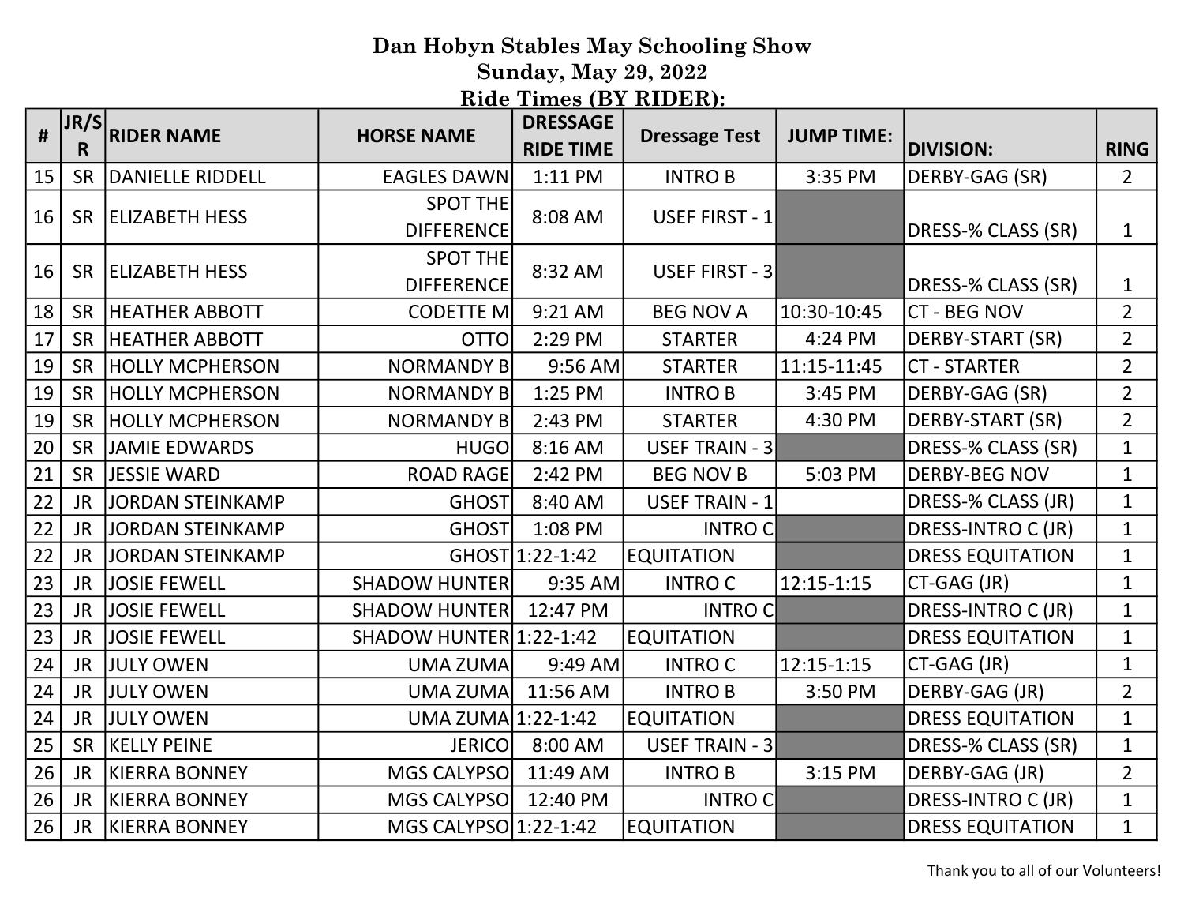# Dan Hobyn Stables May Schooling Show

## Sunday, May 29, 2022

## Ride Times (BY RIDER):

| # | JR/SR | RIDER NAME | HORSE NAME | DRESSAGE RIDE TIME | Dressage Test | JUMP TIME: | DIVISION: | RING |
|---|---|---|---|---|---|---|---|---|
| 15 | SR | DANIELLE RIDDELL | EAGLES DAWN | 1:11 PM | INTRO B | 3:35 PM | DERBY-GAG (SR) | 2 |
| 16 | SR | ELIZABETH HESS | SPOT THE DIFFERENCE | 8:08 AM | USEF FIRST - 1 | | DRESS-% CLASS (SR) | 1 |
| 16 | SR | ELIZABETH HESS | SPOT THE DIFFERENCE | 8:32 AM | USEF FIRST - 3 | | DRESS-% CLASS (SR) | 1 |
| 18 | SR | HEATHER ABBOTT | CODETTE M | 9:21 AM | BEG NOV A | 10:30-10:45 | CT - BEG NOV | 2 |
| 17 | SR | HEATHER ABBOTT | OTTO | 2:29 PM | STARTER | 4:24 PM | DERBY-START (SR) | 2 |
| 19 | SR | HOLLY MCPHERSON | NORMANDY B | 9:56 AM | STARTER | 11:15-11:45 | CT - STARTER | 2 |
| 19 | SR | HOLLY MCPHERSON | NORMANDY B | 1:25 PM | INTRO B | 3:45 PM | DERBY-GAG (SR) | 2 |
| 19 | SR | HOLLY MCPHERSON | NORMANDY B | 2:43 PM | STARTER | 4:30 PM | DERBY-START (SR) | 2 |
| 20 | SR | JAMIE EDWARDS | HUGO | 8:16 AM | USEF TRAIN - 3 | | DRESS-% CLASS (SR) | 1 |
| 21 | SR | JESSIE WARD | ROAD RAGE | 2:42 PM | BEG NOV B | 5:03 PM | DERBY-BEG NOV | 1 |
| 22 | JR | JORDAN STEINKAMP | GHOST | 8:40 AM | USEF TRAIN - 1 | | DRESS-% CLASS (JR) | 1 |
| 22 | JR | JORDAN STEINKAMP | GHOST | 1:08 PM | INTRO C | | DRESS-INTRO C (JR) | 1 |
| 22 | JR | JORDAN STEINKAMP | GHOST | 1:22-1:42 | EQUITATION | | DRESS EQUITATION | 1 |
| 23 | JR | JOSIE FEWELL | SHADOW HUNTER | 9:35 AM | INTRO C | 12:15-1:15 | CT-GAG (JR) | 1 |
| 23 | JR | JOSIE FEWELL | SHADOW HUNTER | 12:47 PM | INTRO C | | DRESS-INTRO C (JR) | 1 |
| 23 | JR | JOSIE FEWELL | SHADOW HUNTER | 1:22-1:42 | EQUITATION | | DRESS EQUITATION | 1 |
| 24 | JR | JULY OWEN | UMA ZUMA | 9:49 AM | INTRO C | 12:15-1:15 | CT-GAG (JR) | 1 |
| 24 | JR | JULY OWEN | UMA ZUMA | 11:56 AM | INTRO B | 3:50 PM | DERBY-GAG (JR) | 2 |
| 24 | JR | JULY OWEN | UMA ZUMA | 1:22-1:42 | EQUITATION | | DRESS EQUITATION | 1 |
| 25 | SR | KELLY PEINE | JERICO | 8:00 AM | USEF TRAIN - 3 | | DRESS-% CLASS (SR) | 1 |
| 26 | JR | KIERRA BONNEY | MGS CALYPSO | 11:49 AM | INTRO B | 3:15 PM | DERBY-GAG (JR) | 2 |
| 26 | JR | KIERRA BONNEY | MGS CALYPSO | 12:40 PM | INTRO C | | DRESS-INTRO C (JR) | 1 |
| 26 | JR | KIERRA BONNEY | MGS CALYPSO | 1:22-1:42 | EQUITATION | | DRESS EQUITATION | 1 |

Thank you to all of our Volunteers!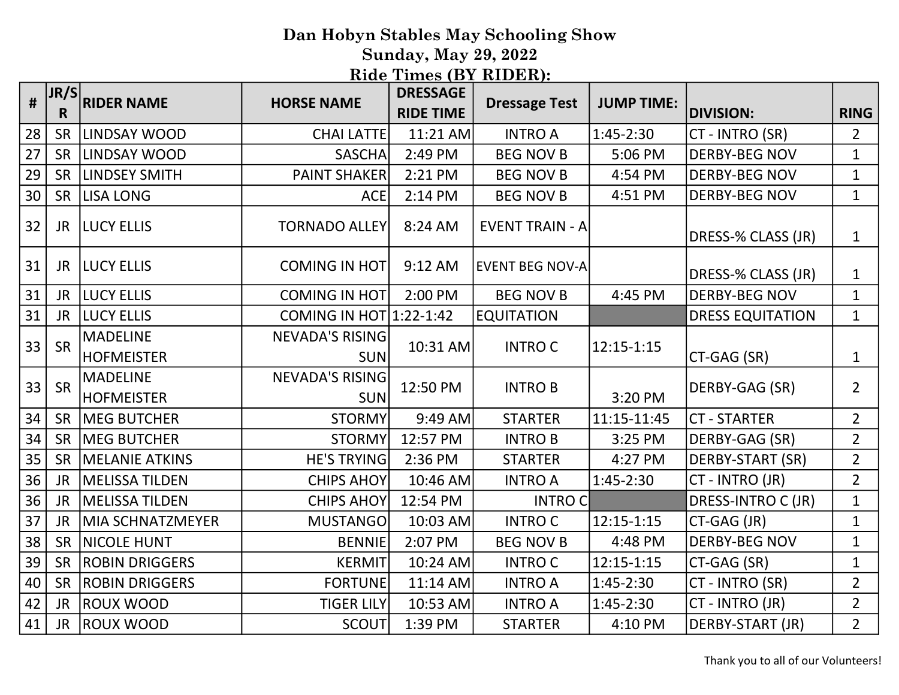# Dan Hobyn Stables May Schooling Show

## Sunday, May 29, 2022

## Ride Times (BY RIDER):

| # | JR/SR | RIDER NAME | HORSE NAME | DRESSAGE RIDE TIME | Dressage Test | JUMP TIME: | DIVISION: | RING |
|---|---|---|---|---|---|---|---|---|
| 28 | SR | LINDSAY WOOD | CHAI LATTE | 11:21 AM | INTRO A | 1:45-2:30 | CT - INTRO (SR) | 2 |
| 27 | SR | LINDSAY WOOD | SASCHA | 2:49 PM | BEG NOV B | 5:06 PM | DERBY-BEG NOV | 1 |
| 29 | SR | LINDSEY SMITH | PAINT SHAKER | 2:21 PM | BEG NOV B | 4:54 PM | DERBY-BEG NOV | 1 |
| 30 | SR | LISA LONG | ACE | 2:14 PM | BEG NOV B | 4:51 PM | DERBY-BEG NOV | 1 |
| 32 | JR | LUCY ELLIS | TORNADO ALLEY | 8:24 AM | EVENT TRAIN - A | | DRESS-% CLASS (JR) | 1 |
| 31 | JR | LUCY ELLIS | COMING IN HOT | 9:12 AM | EVENT BEG NOV-A | | DRESS-% CLASS (JR) | 1 |
| 31 | JR | LUCY ELLIS | COMING IN HOT | 2:00 PM | BEG NOV B | 4:45 PM | DERBY-BEG NOV | 1 |
| 31 | JR | LUCY ELLIS | COMING IN HOT | 1:22-1:42 | EQUITATION | | DRESS EQUITATION | 1 |
| 33 | SR | MADELINE HOFMEISTER | NEVADA'S RISING SUN | 10:31 AM | INTRO C | 12:15-1:15 | CT-GAG (SR) | 1 |
| 33 | SR | MADELINE HOFMEISTER | NEVADA'S RISING SUN | 12:50 PM | INTRO B | 3:20 PM | DERBY-GAG (SR) | 2 |
| 34 | SR | MEG BUTCHER | STORMY | 9:49 AM | STARTER | 11:15-11:45 | CT - STARTER | 2 |
| 34 | SR | MEG BUTCHER | STORMY | 12:57 PM | INTRO B | 3:25 PM | DERBY-GAG (SR) | 2 |
| 35 | SR | MELANIE ATKINS | HE'S TRYING | 2:36 PM | STARTER | 4:27 PM | DERBY-START (SR) | 2 |
| 36 | JR | MELISSA TILDEN | CHIPS AHOY | 10:46 AM | INTRO A | 1:45-2:30 | CT - INTRO (JR) | 2 |
| 36 | JR | MELISSA TILDEN | CHIPS AHOY | 12:54 PM | INTRO C | | DRESS-INTRO C (JR) | 1 |
| 37 | JR | MIA SCHNATZMEYER | MUSTANGO | 10:03 AM | INTRO C | 12:15-1:15 | CT-GAG (JR) | 1 |
| 38 | SR | NICOLE HUNT | BENNIE | 2:07 PM | BEG NOV B | 4:48 PM | DERBY-BEG NOV | 1 |
| 39 | SR | ROBIN DRIGGERS | KERMIT | 10:24 AM | INTRO C | 12:15-1:15 | CT-GAG (SR) | 1 |
| 40 | SR | ROBIN DRIGGERS | FORTUNE | 11:14 AM | INTRO A | 1:45-2:30 | CT - INTRO (SR) | 2 |
| 42 | JR | ROUX WOOD | TIGER LILY | 10:53 AM | INTRO A | 1:45-2:30 | CT - INTRO (JR) | 2 |
| 41 | JR | ROUX WOOD | SCOUT | 1:39 PM | STARTER | 4:10 PM | DERBY-START (JR) | 2 |

Thank you to all of our Volunteers!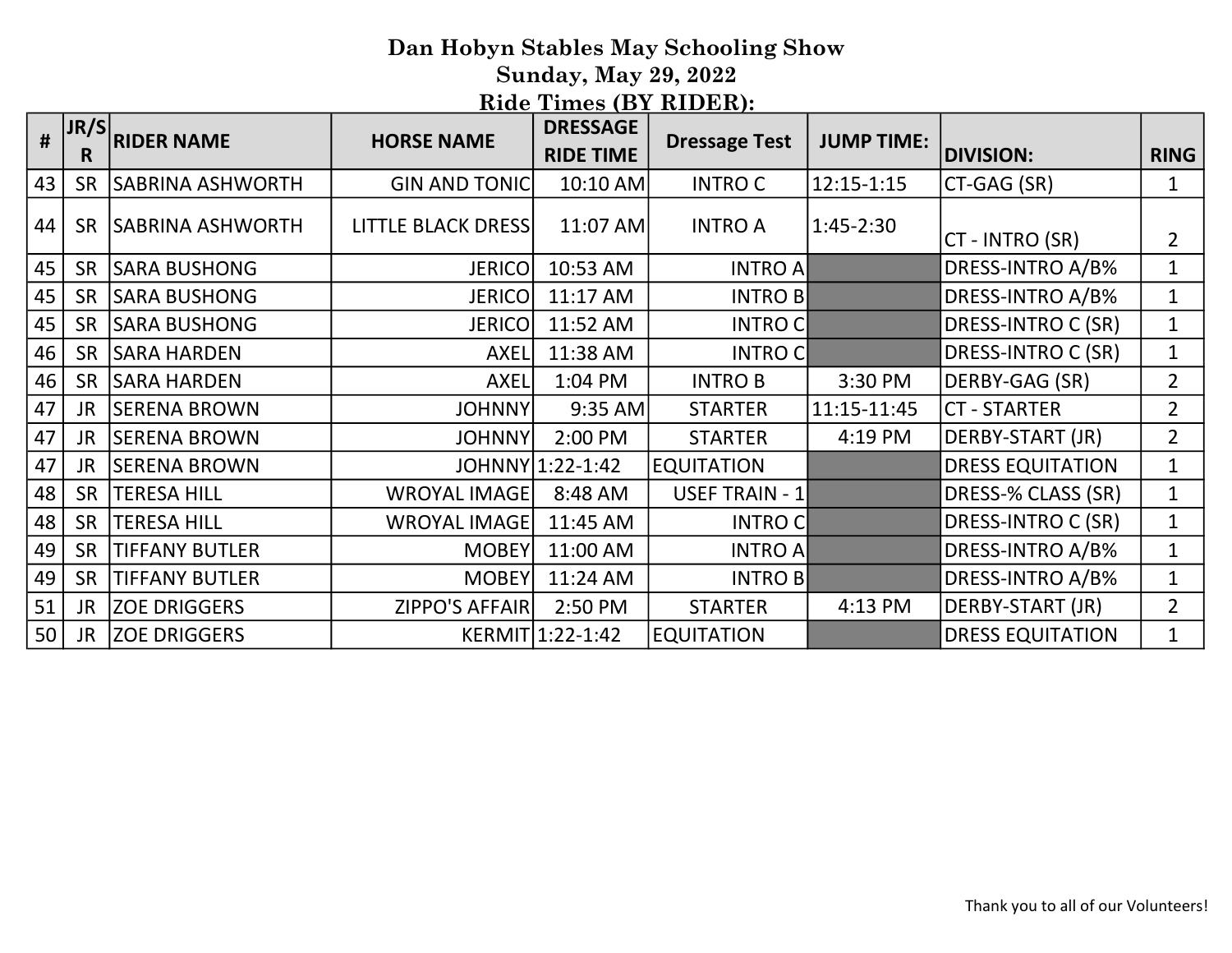**Dan Hobyn Stables May Schooling Show**
**Sunday, May 29, 2022**
**Ride Times (BY RIDER):**

| # | JR/SR | RIDER NAME | HORSE NAME | DRESSAGE RIDE TIME | Dressage Test | JUMP TIME: | DIVISION: | RING |
|---|---|---|---|---|---|---|---|---|
| 43 | SR | SABRINA ASHWORTH | GIN AND TONIC | 10:10 AM | INTRO C | 12:15-1:15 | CT-GAG (SR) | 1 |
| 44 | SR | SABRINA ASHWORTH | LITTLE BLACK DRESS | 11:07 AM | INTRO A | 1:45-2:30 | CT - INTRO (SR) | 2 |
| 45 | SR | SARA BUSHONG | JERICO | 10:53 AM | INTRO A | | DRESS-INTRO A/B% | 1 |
| 45 | SR | SARA BUSHONG | JERICO | 11:17 AM | INTRO B | | DRESS-INTRO A/B% | 1 |
| 45 | SR | SARA BUSHONG | JERICO | 11:52 AM | INTRO C | | DRESS-INTRO C (SR) | 1 |
| 46 | SR | SARA HARDEN | AXEL | 11:38 AM | INTRO C | | DRESS-INTRO C (SR) | 1 |
| 46 | SR | SARA HARDEN | AXEL | 1:04 PM | INTRO B | 3:30 PM | DERBY-GAG (SR) | 2 |
| 47 | JR | SERENA BROWN | JOHNNY | 9:35 AM | STARTER | 11:15-11:45 | CT - STARTER | 2 |
| 47 | JR | SERENA BROWN | JOHNNY | 2:00 PM | STARTER | 4:19 PM | DERBY-START (JR) | 2 |
| 47 | JR | SERENA BROWN | JOHNNY | 1:22-1:42 | EQUITATION | | DRESS EQUITATION | 1 |
| 48 | SR | TERESA HILL | WROYAL IMAGE | 8:48 AM | USEF TRAIN - 1 | | DRESS-% CLASS (SR) | 1 |
| 48 | SR | TERESA HILL | WROYAL IMAGE | 11:45 AM | INTRO C | | DRESS-INTRO C (SR) | 1 |
| 49 | SR | TIFFANY BUTLER | MOBEY | 11:00 AM | INTRO A | | DRESS-INTRO A/B% | 1 |
| 49 | SR | TIFFANY BUTLER | MOBEY | 11:24 AM | INTRO B | | DRESS-INTRO A/B% | 1 |
| 51 | JR | ZOE DRIGGERS | ZIPPO'S AFFAIR | 2:50 PM | STARTER | 4:13 PM | DERBY-START (JR) | 2 |
| 50 | JR | ZOE DRIGGERS | KERMIT | 1:22-1:42 | EQUITATION | | DRESS EQUITATION | 1 |

Thank you to all of our Volunteers!